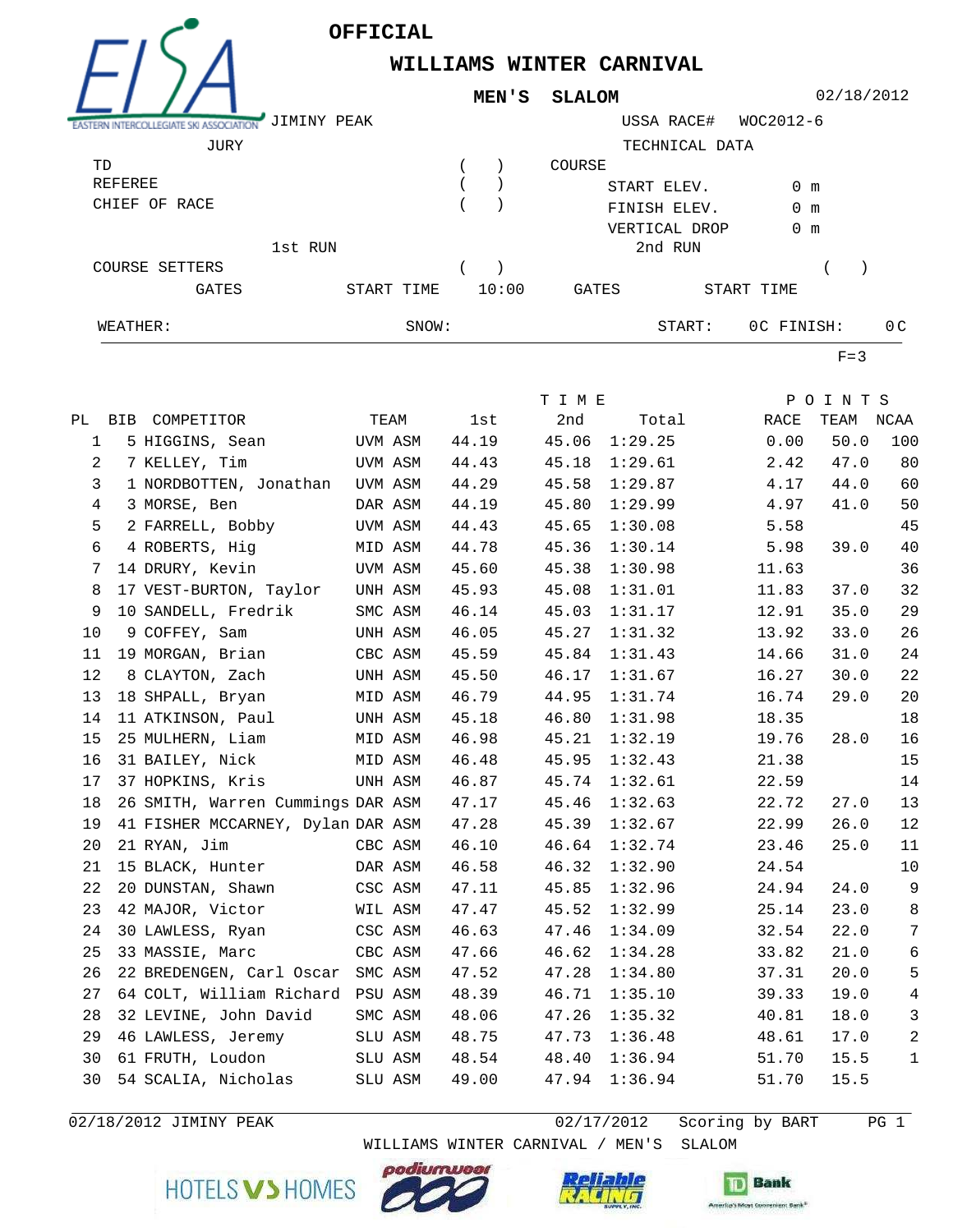# OFFICIAL

## WILLIAMS WINTER CARNIVAL

### MEN'S SLALOM

02/18/2012

JIMINY PEAK

USSA RACE# WOC2012-6

JURY

TD ( )

REFEREE ( )

CHIEF OF RACE ( )

TECHNICAL DATA

COURSE

START ELEV. 0 m

FINISH ELEV. 0 m

VERTICAL DROP 0 m

1st RUN

COURSE SETTERS ( )

GATES START TIME 10:00

2nd RUN

( )

GATES START TIME

WEATHER: SNOW: START: 0C FINISH: 0C

F=3

| PL | BIB | COMPETITOR | TEAM | TIME 1st | 2nd | Total | POINTS RACE | TEAM | NCAA |
|---|---|---|---|---|---|---|---|---|---|
| 1 | 5 | HIGGINS, Sean | UVM ASM | 44.19 | 45.06 | 1:29.25 | 0.00 | 50.0 | 100 |
| 2 | 7 | KELLEY, Tim | UVM ASM | 44.43 | 45.18 | 1:29.61 | 2.42 | 47.0 | 80 |
| 3 | 1 | NORDBOTTEN, Jonathan | UVM ASM | 44.29 | 45.58 | 1:29.87 | 4.17 | 44.0 | 60 |
| 4 | 3 | MORSE, Ben | DAR ASM | 44.19 | 45.80 | 1:29.99 | 4.97 | 41.0 | 50 |
| 5 | 2 | FARRELL, Bobby | UVM ASM | 44.43 | 45.65 | 1:30.08 | 5.58 | | 45 |
| 6 | 4 | ROBERTS, Hig | MID ASM | 44.78 | 45.36 | 1:30.14 | 5.98 | 39.0 | 40 |
| 7 | 14 | DRURY, Kevin | UVM ASM | 45.60 | 45.38 | 1:30.98 | 11.63 | | 36 |
| 8 | 17 | VEST-BURTON, Taylor | UNH ASM | 45.93 | 45.08 | 1:31.01 | 11.83 | 37.0 | 32 |
| 9 | 10 | SANDELL, Fredrik | SMC ASM | 46.14 | 45.03 | 1:31.17 | 12.91 | 35.0 | 29 |
| 10 | 9 | COFFEY, Sam | UNH ASM | 46.05 | 45.27 | 1:31.32 | 13.92 | 33.0 | 26 |
| 11 | 19 | MORGAN, Brian | CBC ASM | 45.59 | 45.84 | 1:31.43 | 14.66 | 31.0 | 24 |
| 12 | 8 | CLAYTON, Zach | UNH ASM | 45.50 | 46.17 | 1:31.67 | 16.27 | 30.0 | 22 |
| 13 | 18 | SHPALL, Bryan | MID ASM | 46.79 | 44.95 | 1:31.74 | 16.74 | 29.0 | 20 |
| 14 | 11 | ATKINSON, Paul | UNH ASM | 45.18 | 46.80 | 1:31.98 | 18.35 | | 18 |
| 15 | 25 | MULHERN, Liam | MID ASM | 46.98 | 45.21 | 1:32.19 | 19.76 | 28.0 | 16 |
| 16 | 31 | BAILEY, Nick | MID ASM | 46.48 | 45.95 | 1:32.43 | 21.38 | | 15 |
| 17 | 37 | HOPKINS, Kris | UNH ASM | 46.87 | 45.74 | 1:32.61 | 22.59 | | 14 |
| 18 | 26 | SMITH, Warren Cummings | DAR ASM | 47.17 | 45.46 | 1:32.63 | 22.72 | 27.0 | 13 |
| 19 | 41 | FISHER MCCARNEY, Dylan | DAR ASM | 47.28 | 45.39 | 1:32.67 | 22.99 | 26.0 | 12 |
| 20 | 21 | RYAN, Jim | CBC ASM | 46.10 | 46.64 | 1:32.74 | 23.46 | 25.0 | 11 |
| 21 | 15 | BLACK, Hunter | DAR ASM | 46.58 | 46.32 | 1:32.90 | 24.54 | | 10 |
| 22 | 20 | DUNSTAN, Shawn | CSC ASM | 47.11 | 45.85 | 1:32.96 | 24.94 | 24.0 | 9 |
| 23 | 42 | MAJOR, Victor | WIL ASM | 47.47 | 45.52 | 1:32.99 | 25.14 | 23.0 | 8 |
| 24 | 30 | LAWLESS, Ryan | CSC ASM | 46.63 | 47.46 | 1:34.09 | 32.54 | 22.0 | 7 |
| 25 | 33 | MASSIE, Marc | CBC ASM | 47.66 | 46.62 | 1:34.28 | 33.82 | 21.0 | 6 |
| 26 | 22 | BREDENGEN, Carl Oscar | SMC ASM | 47.52 | 47.28 | 1:34.80 | 37.31 | 20.0 | 5 |
| 27 | 64 | COLT, William Richard | PSU ASM | 48.39 | 46.71 | 1:35.10 | 39.33 | 19.0 | 4 |
| 28 | 32 | LEVINE, John David | SMC ASM | 48.06 | 47.26 | 1:35.32 | 40.81 | 18.0 | 3 |
| 29 | 46 | LAWLESS, Jeremy | SLU ASM | 48.75 | 47.73 | 1:36.48 | 48.61 | 17.0 | 2 |
| 30 | 61 | FRUTH, Loudon | SLU ASM | 48.54 | 48.40 | 1:36.94 | 51.70 | 15.5 | 1 |
| 30 | 54 | SCALIA, Nicholas | SLU ASM | 49.00 | 47.94 | 1:36.94 | 51.70 | 15.5 | |

02/18/2012 JIMINY PEAK 02/17/2012 Scoring by BART

WILLIAMS WINTER CARNIVAL / MEN'S SLALOM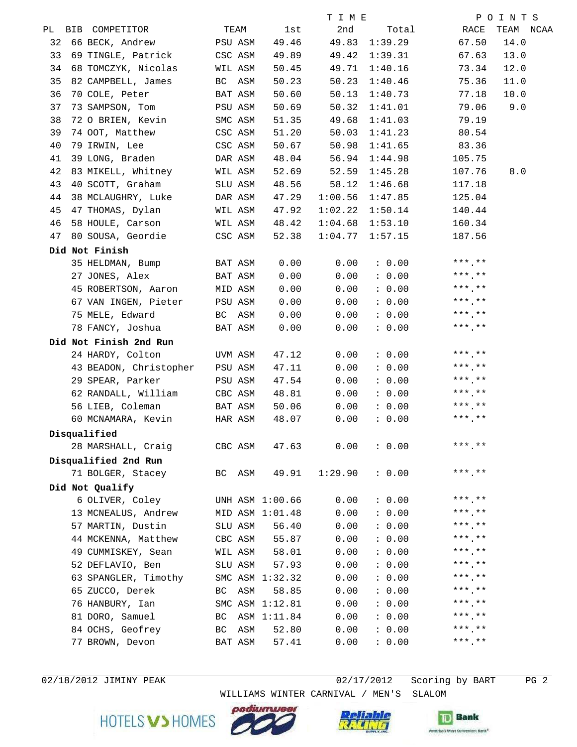| PL | BIB | COMPETITOR | TEAM | TIME 1st | TIME 2nd | TIME Total | POINTS RACE | POINTS TEAM | POINTS NCAA |
|---|---|---|---|---|---|---|---|---|---|
| 32 | 66 | BECK, Andrew | PSU ASM | 49.46 | 49.83 | 1:39.29 | 67.50 | 14.0 | |
| 33 | 69 | TINGLE, Patrick | CSC ASM | 49.89 | 49.42 | 1:39.31 | 67.63 | 13.0 | |
| 34 | 68 | TOMCZYK, Nicolas | WIL ASM | 50.45 | 49.71 | 1:40.16 | 73.34 | 12.0 | |
| 35 | 82 | CAMPBELL, James | BC ASM | 50.23 | 50.23 | 1:40.46 | 75.36 | 11.0 | |
| 36 | 70 | COLE, Peter | BAT ASM | 50.60 | 50.13 | 1:40.73 | 77.18 | 10.0 | |
| 37 | 73 | SAMPSON, Tom | PSU ASM | 50.69 | 50.32 | 1:41.01 | 79.06 | 9.0 | |
| 38 | 72 | O BRIEN, Kevin | SMC ASM | 51.35 | 49.68 | 1:41.03 | 79.19 | | |
| 39 | 74 | OOT, Matthew | CSC ASM | 51.20 | 50.03 | 1:41.23 | 80.54 | | |
| 40 | 79 | IRWIN, Lee | CSC ASM | 50.67 | 50.98 | 1:41.65 | 83.36 | | |
| 41 | 39 | LONG, Braden | DAR ASM | 48.04 | 56.94 | 1:44.98 | 105.75 | | |
| 42 | 83 | MIKELL, Whitney | WIL ASM | 52.69 | 52.59 | 1:45.28 | 107.76 | 8.0 | |
| 43 | 40 | SCOTT, Graham | SLU ASM | 48.56 | 58.12 | 1:46.68 | 117.18 | | |
| 44 | 38 | MCLAUGHRY, Luke | DAR ASM | 47.29 | 1:00.56 | 1:47.85 | 125.04 | | |
| 45 | 47 | THOMAS, Dylan | WIL ASM | 47.92 | 1:02.22 | 1:50.14 | 140.44 | | |
| 46 | 58 | HOULE, Carson | WIL ASM | 48.42 | 1:04.68 | 1:53.10 | 160.34 | | |
| 47 | 80 | SOUSA, Geordie | CSC ASM | 52.38 | 1:04.77 | 1:57.15 | 187.56 | | |
| **Did Not Finish** | | | | | | | | | |
| | 35 | HELDMAN, Bump | BAT ASM | 0.00 | 0.00 | : 0.00 | ***.** | | |
| | 27 | JONES, Alex | BAT ASM | 0.00 | 0.00 | : 0.00 | ***.** | | |
| | 45 | ROBERTSON, Aaron | MID ASM | 0.00 | 0.00 | : 0.00 | ***.** | | |
| | 67 | VAN INGEN, Pieter | PSU ASM | 0.00 | 0.00 | : 0.00 | ***.** | | |
| | 75 | MELE, Edward | BC ASM | 0.00 | 0.00 | : 0.00 | ***.** | | |
| | 78 | FANCY, Joshua | BAT ASM | 0.00 | 0.00 | : 0.00 | ***.** | | |
| **Did Not Finish 2nd Run** | | | | | | | | | |
| | 24 | HARDY, Colton | UVM ASM | 47.12 | 0.00 | : 0.00 | ***.** | | |
| | 43 | BEADON, Christopher | PSU ASM | 47.11 | 0.00 | : 0.00 | ***.** | | |
| | 29 | SPEAR, Parker | PSU ASM | 47.54 | 0.00 | : 0.00 | ***.** | | |
| | 62 | RANDALL, William | CBC ASM | 48.81 | 0.00 | : 0.00 | ***.** | | |
| | 56 | LIEB, Coleman | BAT ASM | 50.06 | 0.00 | : 0.00 | ***.** | | |
| | 60 | MCNAMARA, Kevin | HAR ASM | 48.07 | 0.00 | : 0.00 | ***.** | | |
| **Disqualified** | | | | | | | | | |
| | 28 | MARSHALL, Craig | CBC ASM | 47.63 | 0.00 | : 0.00 | ***.** | | |
| **Disqualified 2nd Run** | | | | | | | | | |
| | 71 | BOLGER, Stacey | BC ASM | 49.91 | 1:29.90 | : 0.00 | ***.** | | |
| **Did Not Qualify** | | | | | | | | | |
| | 6 | OLIVER, Coley | UNH ASM | 1:00.66 | 0.00 | : 0.00 | ***.** | | |
| | 13 | MCNEALUS, Andrew | MID ASM | 1:01.48 | 0.00 | : 0.00 | ***.** | | |
| | 57 | MARTIN, Dustin | SLU ASM | 56.40 | 0.00 | : 0.00 | ***.** | | |
| | 44 | MCKENNA, Matthew | CBC ASM | 55.87 | 0.00 | : 0.00 | ***.** | | |
| | 49 | CUMMISKEY, Sean | WIL ASM | 58.01 | 0.00 | : 0.00 | ***.** | | |
| | 52 | DEFLAVIO, Ben | SLU ASM | 57.93 | 0.00 | : 0.00 | ***.** | | |
| | 63 | SPANGLER, Timothy | SMC ASM | 1:32.32 | 0.00 | : 0.00 | ***.** | | |
| | 65 | ZUCCO, Derek | BC ASM | 58.85 | 0.00 | : 0.00 | ***.** | | |
| | 76 | HANBURY, Ian | SMC ASM | 1:12.81 | 0.00 | : 0.00 | ***.** | | |
| | 81 | DORO, Samuel | BC ASM | 1:11.84 | 0.00 | : 0.00 | ***.** | | |
| | 84 | OCHS, Geofrey | BC ASM | 52.80 | 0.00 | : 0.00 | ***.** | | |
| | 77 | BROWN, Devon | BAT ASM | 57.41 | 0.00 | : 0.00 | ***.** | | |

02/18/2012 JIMINY PEAK 02/17/2012 Scoring by BART

WILLIAMS WINTER CARNIVAL / MEN'S SLALOM

HOTELS VS HOMES podiumwear Reliable RACING TD Bank